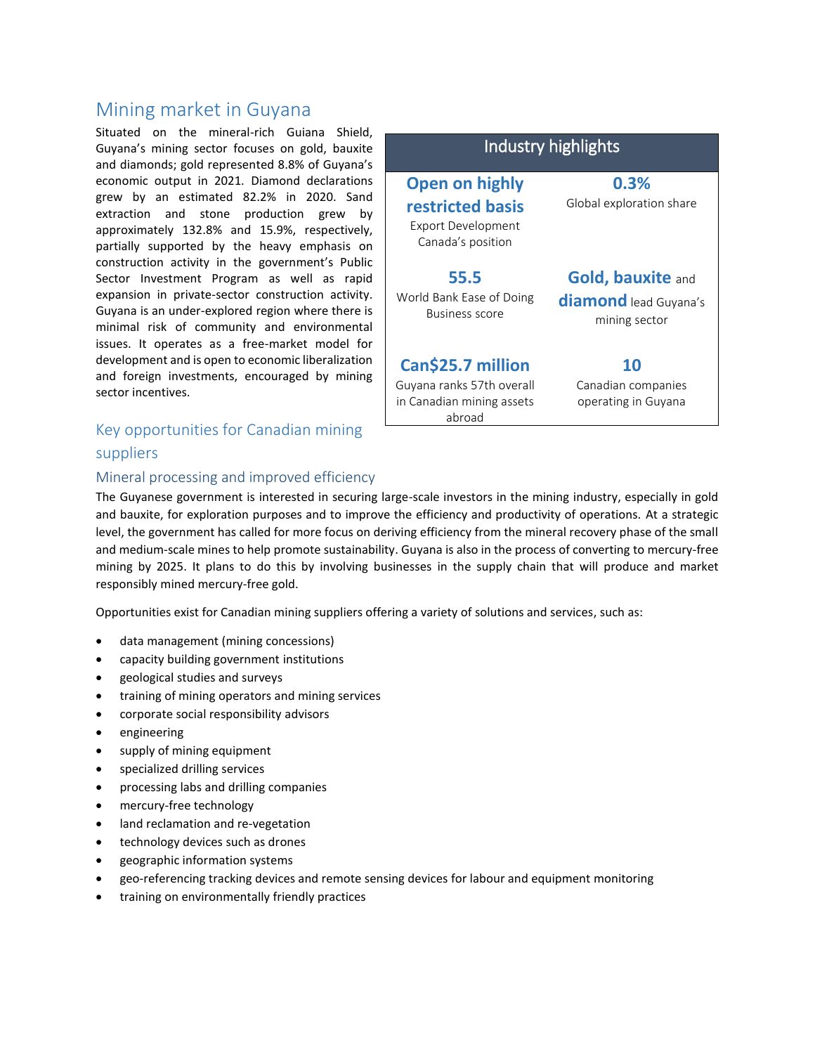# Mining market in Guyana

Situated on the mineral-rich Guiana Shield, Guyana's mining sector focuses on gold, bauxite and diamonds; gold represented 8.8% of Guyana's economic output in 2021. Diamond declarations grew by an estimated 82.2% in 2020. Sand extraction and stone production grew by approximately 132.8% and 15.9%, respectively, partially supported by the heavy emphasis on construction activity in the government's Public Sector Investment Program as well as rapid expansion in private-sector construction activity. Guyana is an under-explored region where there is minimal risk of community and environmental issues. It operates as a free-market model for development and is open to economic liberalization and foreign investments, encouraged by mining sector incentives.

| Industry highlights | |
|---|---|
| **Open on highly restricted basis** Export Development Canada's position | **0.3%** Global exploration share |
| **55.5** World Bank Ease of Doing Business score | **Gold, bauxite** and **diamond** lead Guyana's mining sector |
| **Can$25.7 million** Guyana ranks 57th overall in Canadian mining assets abroad | **10** Canadian companies operating in Guyana |

## Key opportunities for Canadian mining suppliers

### Mineral processing and improved efficiency

The Guyanese government is interested in securing large-scale investors in the mining industry, especially in gold and bauxite, for exploration purposes and to improve the efficiency and productivity of operations. At a strategic level, the government has called for more focus on deriving efficiency from the mineral recovery phase of the small and medium-scale mines to help promote sustainability. Guyana is also in the process of converting to mercury-free mining by 2025. It plans to do this by involving businesses in the supply chain that will produce and market responsibly mined mercury-free gold.

Opportunities exist for Canadian mining suppliers offering a variety of solutions and services, such as:

- data management (mining concessions)
- capacity building government institutions
- geological studies and surveys
- training of mining operators and mining services
- corporate social responsibility advisors
- engineering
- supply of mining equipment
- specialized drilling services
- processing labs and drilling companies
- mercury-free technology
- land reclamation and re-vegetation
- technology devices such as drones
- geographic information systems
- geo-referencing tracking devices and remote sensing devices for labour and equipment monitoring
- training on environmentally friendly practices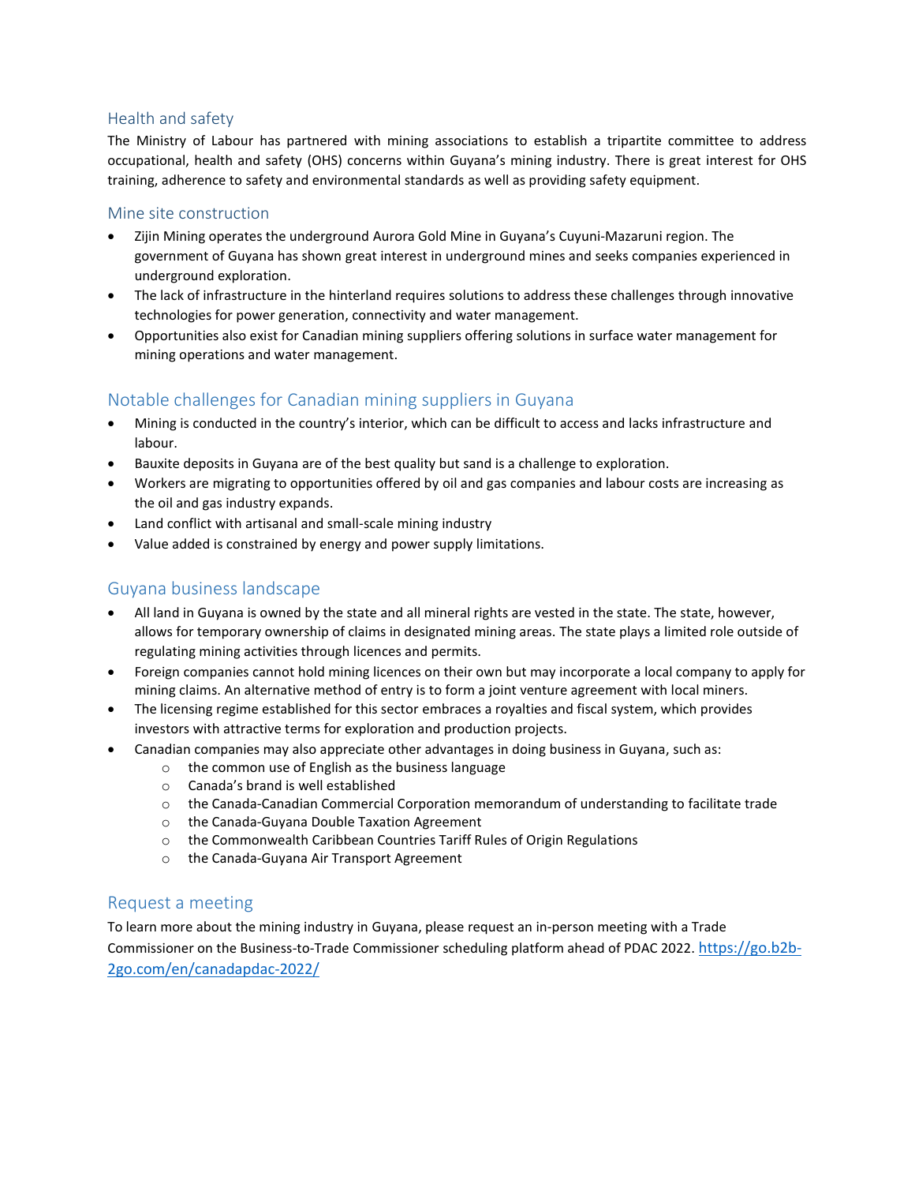## Health and safety

The Ministry of Labour has partnered with mining associations to establish a tripartite committee to address occupational, health and safety (OHS) concerns within Guyana's mining industry. There is great interest for OHS training, adherence to safety and environmental standards as well as providing safety equipment.

## Mine site construction

- Zijin Mining operates the underground Aurora Gold Mine in Guyana's Cuyuni-Mazaruni region. The government of Guyana has shown great interest in underground mines and seeks companies experienced in underground exploration.
- The lack of infrastructure in the hinterland requires solutions to address these challenges through innovative technologies for power generation, connectivity and water management.
- Opportunities also exist for Canadian mining suppliers offering solutions in surface water management for mining operations and water management.

# Notable challenges for Canadian mining suppliers in Guyana

- Mining is conducted in the country's interior, which can be difficult to access and lacks infrastructure and labour.
- Bauxite deposits in Guyana are of the best quality but sand is a challenge to exploration.
- Workers are migrating to opportunities offered by oil and gas companies and labour costs are increasing as the oil and gas industry expands.
- Land conflict with artisanal and small-scale mining industry
- Value added is constrained by energy and power supply limitations.

# Guyana business landscape

- All land in Guyana is owned by the state and all mineral rights are vested in the state. The state, however, allows for temporary ownership of claims in designated mining areas. The state plays a limited role outside of regulating mining activities through licences and permits.
- Foreign companies cannot hold mining licences on their own but may incorporate a local company to apply for mining claims. An alternative method of entry is to form a joint venture agreement with local miners.
- The licensing regime established for this sector embraces a royalties and fiscal system, which provides investors with attractive terms for exploration and production projects.
- Canadian companies may also appreciate other advantages in doing business in Guyana, such as:
    - the common use of English as the business language
    - Canada's brand is well established
    - the Canada-Canadian Commercial Corporation memorandum of understanding to facilitate trade
    - the Canada-Guyana Double Taxation Agreement
    - the Commonwealth Caribbean Countries Tariff Rules of Origin Regulations
    - the Canada-Guyana Air Transport Agreement

# Request a meeting

To learn more about the mining industry in Guyana, please request an in-person meeting with a Trade Commissioner on the Business-to-Trade Commissioner scheduling platform ahead of PDAC 2022. https://go.b2b-2go.com/en/canadapdac-2022/